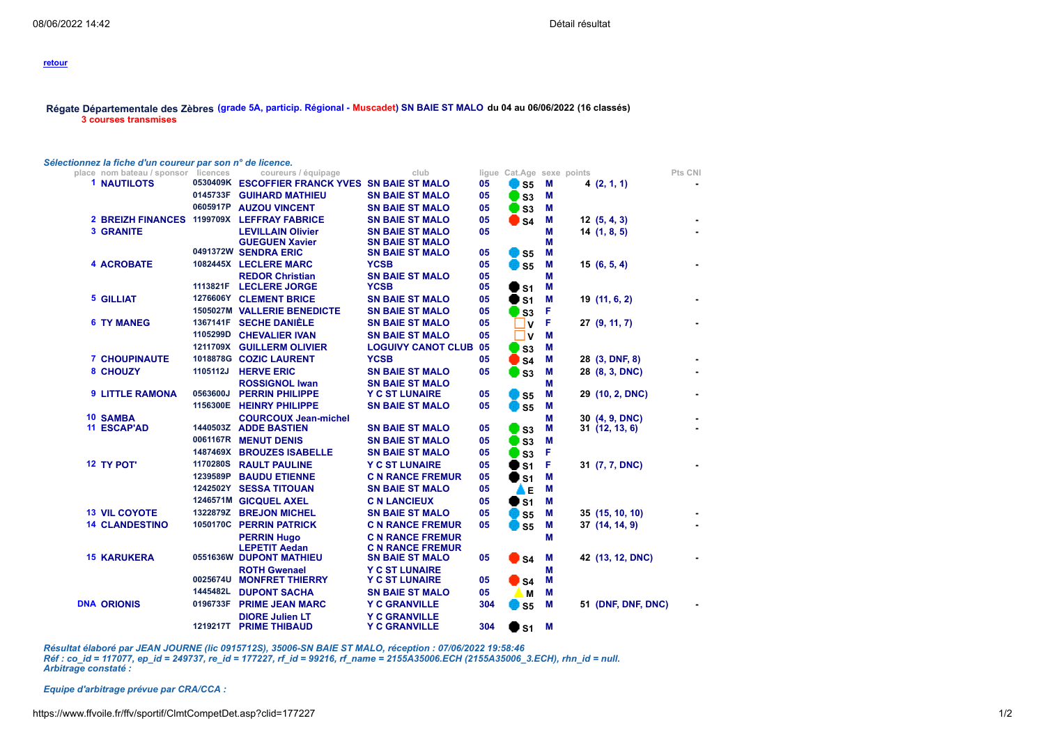retour

**Régate Départementale des Zèbres** (grade 5A, particip. Régional - Muscadet) SN BAIE ST MALO du 04 au 06/06/2022 (16 classés)
3 courses transmises

*Sélectionnez la fiche d'un coureur par son n° de licence.*

| place | nom bateau / sponsor | licences | coureurs / équipage | club | ligue | Cat.Age | sexe | points | | Pts CNI |
|---|---|---|---|---|---|---|---|---|---|---|
| 1 | NAUTILOTS | 0530409K | ESCOFFIER FRANCK YVES | SN BAIE ST MALO | 05 | S5 | M | 4 | (2, 1, 1) | - |
| | | 0145733F | GUIHARD MATHIEU | SN BAIE ST MALO | 05 | S3 | M | | | |
| | | 0605917P | AUZOU VINCENT | SN BAIE ST MALO | 05 | S3 | M | | | |
| 2 | BREIZH FINANCES | 1199709X | LEFFRAY FABRICE | SN BAIE ST MALO | 05 | S4 | M | 12 | (5, 4, 3) | - |
| 3 | GRANITE | | LEVILLAIN Olivier | SN BAIE ST MALO | 05 | | M | 14 | (1, 8, 5) | - |
| | | | GUEGUEN Xavier | SN BAIE ST MALO | | | M | | | |
| | | 0491372W | SENDRA ERIC | SN BAIE ST MALO | 05 | S5 | M | | | |
| 4 | ACROBATE | 1082445X | LECLERE MARC | YCSB | 05 | S5 | M | 15 | (6, 5, 4) | - |
| | | | REDOR Christian | SN BAIE ST MALO | 05 | | M | | | |
| | | 1113821F | LECLERE JORGE | YCSB | 05 | S1 | M | | | |
| 5 | GILLIAT | 1276606Y | CLEMENT BRICE | SN BAIE ST MALO | 05 | S1 | M | 19 | (11, 6, 2) | - |
| | | 1505027M | VALLERIE BENEDICTE | SN BAIE ST MALO | 05 | S3 | F | | | |
| 6 | TY MANEG | 1367141F | SECHE DANIÈLE | SN BAIE ST MALO | 05 | V | F | 27 | (9, 11, 7) | - |
| | | 1105299D | CHEVALIER IVAN | SN BAIE ST MALO | 05 | V | M | | | |
| | | 1211709X | GUILLERM OLIVIER | LOGUIVY CANOT CLUB | 05 | S3 | M | | | |
| 7 | CHOUPINAUTE | 1018878G | COZIC LAURENT | YCSB | 05 | S4 | M | 28 | (3, DNF, 8) | - |
| 8 | CHOUZY | 1105112J | HERVE ERIC | SN BAIE ST MALO | 05 | S3 | M | 28 | (8, 3, DNC) | - |
| | | | ROSSIGNOL Iwan | SN BAIE ST MALO | | | M | | | |
| 9 | LITTLE RAMONA | 0563600J | PERRIN PHILIPPE | Y C ST LUNAIRE | 05 | S5 | M | 29 | (10, 2, DNC) | - |
| | | 1156300E | HEINRY PHILIPPE | SN BAIE ST MALO | 05 | S5 | M | | | |
| 10 | SAMBA | | COURCOUX Jean-michel | | | | M | 30 | (4, 9, DNC) | - |
| 11 | ESCAP'AD | 1440503Z | ADDE BASTIEN | SN BAIE ST MALO | 05 | S3 | M | 31 | (12, 13, 6) | - |
| | | 0061167R | MENUT DENIS | SN BAIE ST MALO | 05 | S3 | M | | | |
| | | 1487469X | BROUZES ISABELLE | SN BAIE ST MALO | 05 | S3 | F | | | |
| 12 | TY POT' | 1170280S | RAULT PAULINE | Y C ST LUNAIRE | 05 | S1 | F | 31 | (7, 7, DNC) | - |
| | | 1239589P | BAUDU ETIENNE | C N RANCE FREMUR | 05 | S1 | M | | | |
| | | 1242502Y | SESSA TITOUAN | SN BAIE ST MALO | 05 | E | M | | | |
| | | 1246571M | GICQUEL AXEL | C N LANCIEUX | 05 | S1 | M | | | |
| 13 | VIL COYOTE | 1322879Z | BREJON MICHEL | SN BAIE ST MALO | 05 | S5 | M | 35 | (15, 10, 10) | - |
| 14 | CLANDESTINO | 1050170C | PERRIN PATRICK | C N RANCE FREMUR | 05 | S5 | M | 37 | (14, 14, 9) | - |
| | | | PERRIN Hugo | C N RANCE FREMUR | | | M | | | |
| | | | LEPETIT Aedan | C N RANCE FREMUR | | | | | | |
| 15 | KARUKERA | 0551636W | DUPONT MATHIEU | SN BAIE ST MALO | 05 | S4 | M | 42 | (13, 12, DNC) | - |
| | | | ROTH Gwenael | Y C ST LUNAIRE | | | M | | | |
| | | 0025674U | MONFRET THIERRY | Y C ST LUNAIRE | 05 | S4 | M | | | |
| | | 1445482L | DUPONT SACHA | SN BAIE ST MALO | 05 | M | M | | | |
| DNA | ORIONIS | 0196733F | PRIME JEAN MARC | Y C GRANVILLE | 304 | S5 | M | 51 | (DNF, DNF, DNC) | - |
| | | | DIORE Julien LT | Y C GRANVILLE | | | | | | |
| | | 1219217T | PRIME THIBAUD | Y C GRANVILLE | 304 | S1 | M | | | |

*Résultat élaboré par JEAN JOURNE (lic 0915712S), 35006-SN BAIE ST MALO, réception : 07/06/2022 19:58:46*
*Réf : co_id = 117077, ep_id = 249737, re_id = 177227, rf_id = 99216, rf_name = 2155A35006.ECH (2155A35006_3.ECH), rhn_id = null.*
*Arbitrage constaté :*

*Equipe d'arbitrage prévue par CRA/CCA :*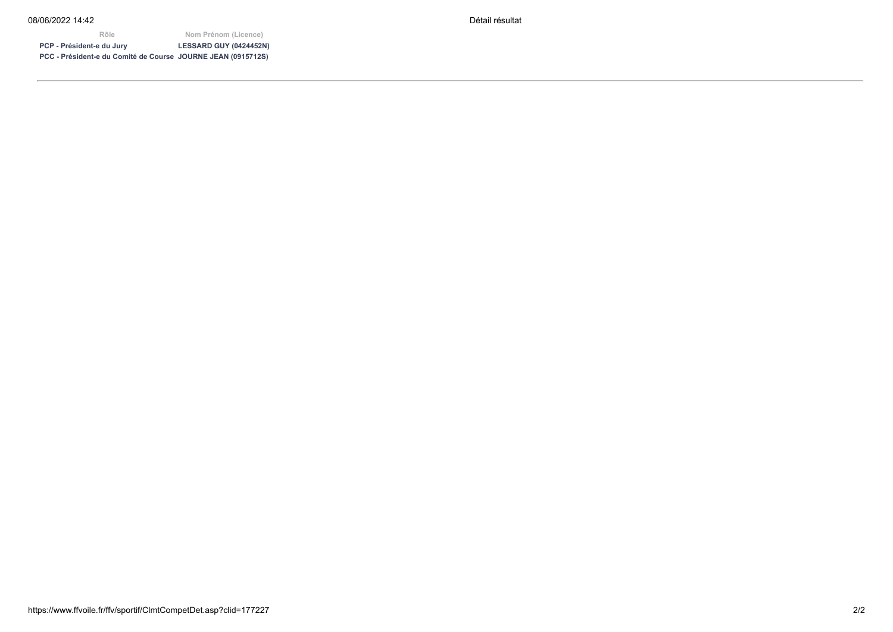| Rôle | Nom Prénom (Licence) |
| --- | --- |
| **PCP - Président-e du Jury** | **LESSARD GUY (0424452N)** |
| **PCC - Président-e du Comité de Course** | **JOURNE JEAN (0915712S)** |